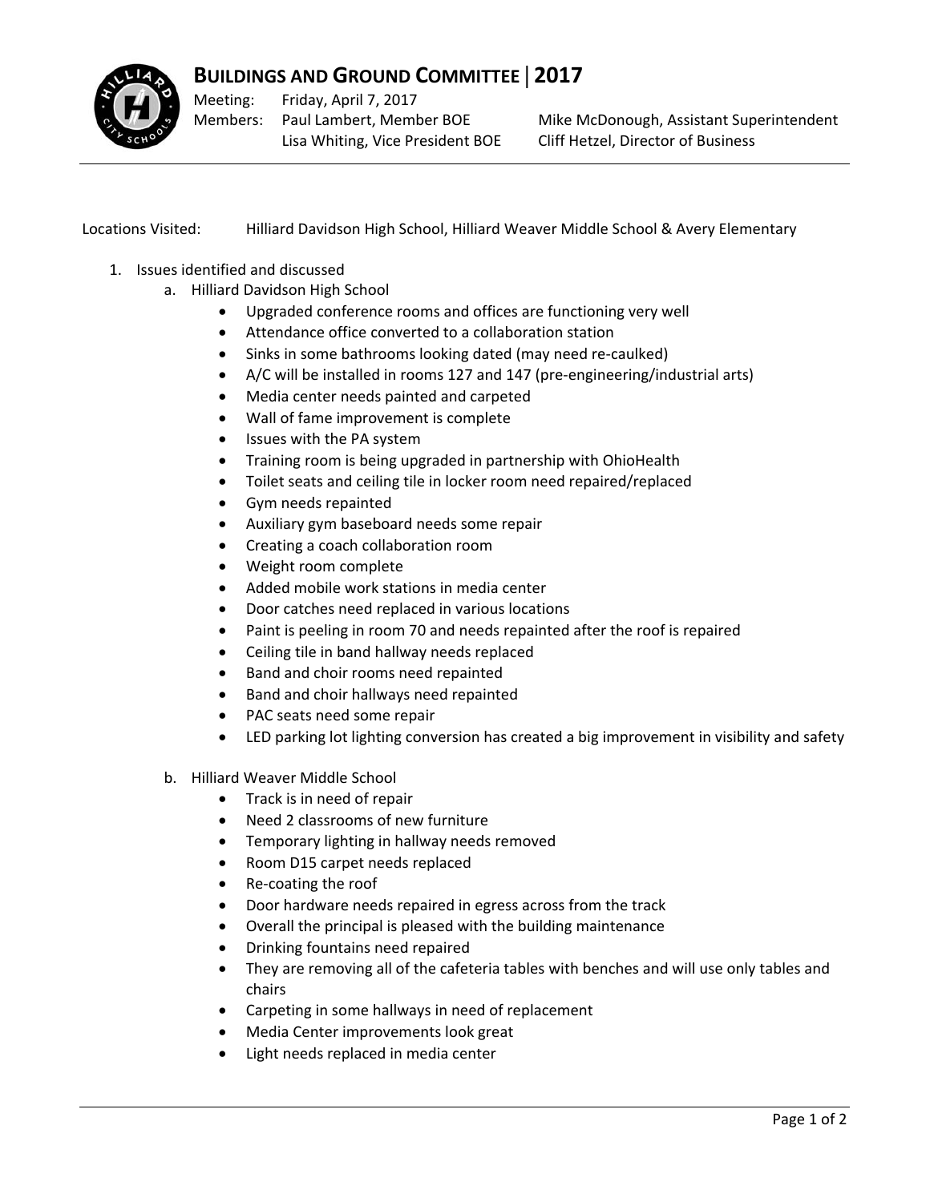# BUILDINGS AND GROUND COMMITTEE | 2017

Meeting: Friday, April 7, 2017

Members: Paul Lambert, Member BOE; Lisa Whiting, Vice President BOE; Mike McDonough, Assistant Superintendent; Cliff Hetzel, Director of Business

Locations Visited: Hilliard Davidson High School, Hilliard Weaver Middle School & Avery Elementary

1. Issues identified and discussed
   a. Hilliard Davidson High School
      - Upgraded conference rooms and offices are functioning very well
      - Attendance office converted to a collaboration station
      - Sinks in some bathrooms looking dated (may need re-caulked)
      - A/C will be installed in rooms 127 and 147 (pre-engineering/industrial arts)
      - Media center needs painted and carpeted
      - Wall of fame improvement is complete
      - Issues with the PA system
      - Training room is being upgraded in partnership with OhioHealth
      - Toilet seats and ceiling tile in locker room need repaired/replaced
      - Gym needs repainted
      - Auxiliary gym baseboard needs some repair
      - Creating a coach collaboration room
      - Weight room complete
      - Added mobile work stations in media center
      - Door catches need replaced in various locations
      - Paint is peeling in room 70 and needs repainted after the roof is repaired
      - Ceiling tile in band hallway needs replaced
      - Band and choir rooms need repainted
      - Band and choir hallways need repainted
      - PAC seats need some repair
      - LED parking lot lighting conversion has created a big improvement in visibility and safety

   b. Hilliard Weaver Middle School
      - Track is in need of repair
      - Need 2 classrooms of new furniture
      - Temporary lighting in hallway needs removed
      - Room D15 carpet needs replaced
      - Re-coating the roof
      - Door hardware needs repaired in egress across from the track
      - Overall the principal is pleased with the building maintenance
      - Drinking fountains need repaired
      - They are removing all of the cafeteria tables with benches and will use only tables and chairs
      - Carpeting in some hallways in need of replacement
      - Media Center improvements look great
      - Light needs replaced in media center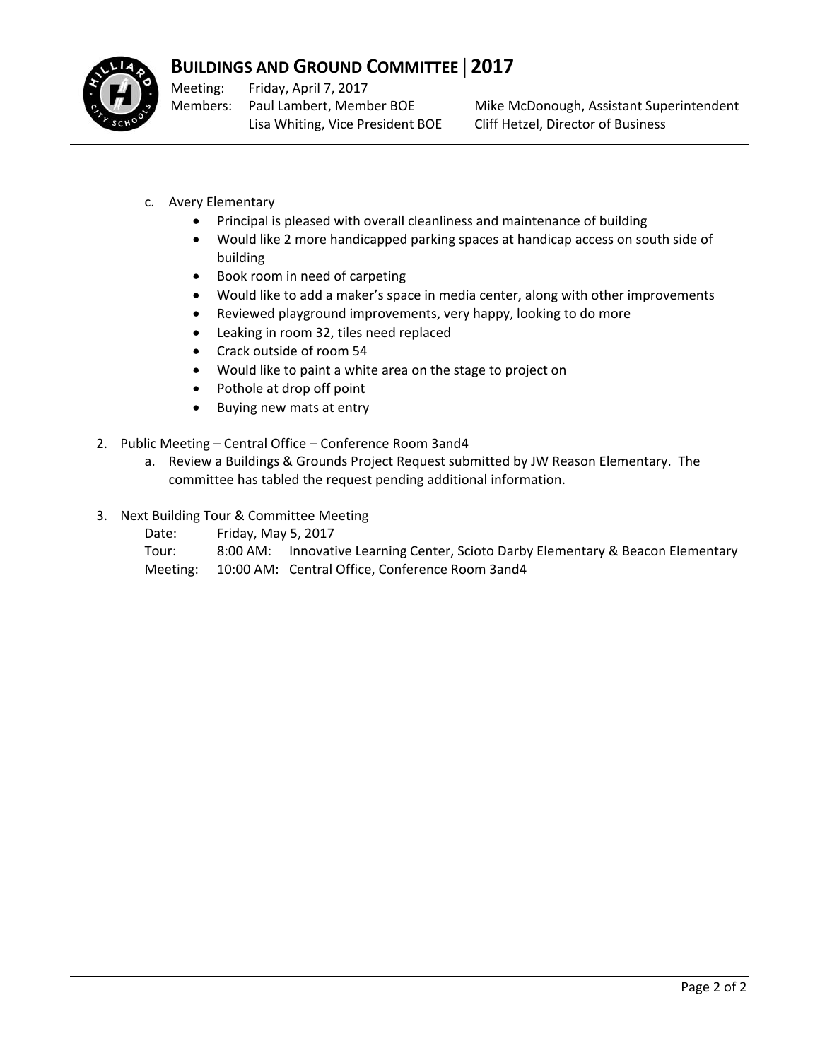# BUILDINGS AND GROUND COMMITTEE | 2017

Meeting: Friday, April 7, 2017
Members: Paul Lambert, Member BOE; Lisa Whiting, Vice President BOE; Mike McDonough, Assistant Superintendent; Cliff Hetzel, Director of Business

c. Avery Elementary
   - Principal is pleased with overall cleanliness and maintenance of building
   - Would like 2 more handicapped parking spaces at handicap access on south side of building
   - Book room in need of carpeting
   - Would like to add a maker's space in media center, along with other improvements
   - Reviewed playground improvements, very happy, looking to do more
   - Leaking in room 32, tiles need replaced
   - Crack outside of room 54
   - Would like to paint a white area on the stage to project on
   - Pothole at drop off point
   - Buying new mats at entry

2. Public Meeting – Central Office – Conference Room 3and4
   a. Review a Buildings & Grounds Project Request submitted by JW Reason Elementary. The committee has tabled the request pending additional information.

3. Next Building Tour & Committee Meeting

   Date: Friday, May 5, 2017
   Tour: 8:00 AM: Innovative Learning Center, Scioto Darby Elementary & Beacon Elementary
   Meeting: 10:00 AM: Central Office, Conference Room 3and4